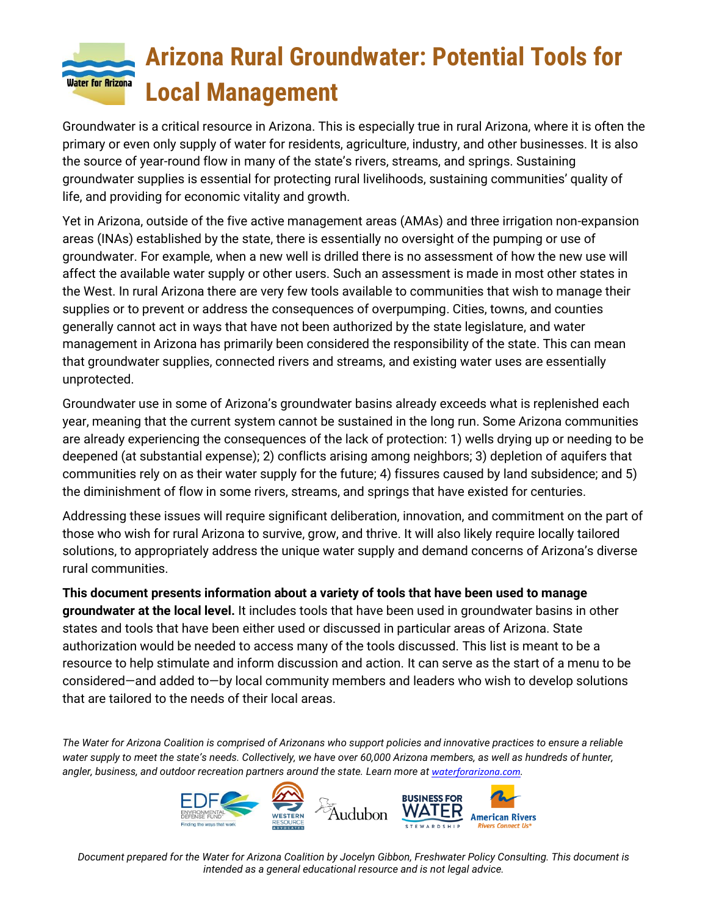# Arizona Rural Groundwater: Potential Tools for Local Management

Groundwater is a critical resource in Arizona. This is especially true in rural Arizona, where it is often the primary or even only supply of water for residents, agriculture, industry, and other businesses. It is also the source of year-round flow in many of the state's rivers, streams, and springs. Sustaining groundwater supplies is essential for protecting rural livelihoods, sustaining communities' quality of life, and providing for economic vitality and growth.

Yet in Arizona, outside of the five active management areas (AMAs) and three irrigation non-expansion areas (INAs) established by the state, there is essentially no oversight of the pumping or use of groundwater. For example, when a new well is drilled there is no assessment of how the new use will affect the available water supply or other users. Such an assessment is made in most other states in the West. In rural Arizona there are very few tools available to communities that wish to manage their supplies or to prevent or address the consequences of overpumping. Cities, towns, and counties generally cannot act in ways that have not been authorized by the state legislature, and water management in Arizona has primarily been considered the responsibility of the state. This can mean that groundwater supplies, connected rivers and streams, and existing water uses are essentially unprotected.

Groundwater use in some of Arizona's groundwater basins already exceeds what is replenished each year, meaning that the current system cannot be sustained in the long run. Some Arizona communities are already experiencing the consequences of the lack of protection: 1) wells drying up or needing to be deepened (at substantial expense); 2) conflicts arising among neighbors; 3) depletion of aquifers that communities rely on as their water supply for the future; 4) fissures caused by land subsidence; and 5) the diminishment of flow in some rivers, streams, and springs that have existed for centuries.

Addressing these issues will require significant deliberation, innovation, and commitment on the part of those who wish for rural Arizona to survive, grow, and thrive. It will also likely require locally tailored solutions, to appropriately address the unique water supply and demand concerns of Arizona's diverse rural communities.

**This document presents information about a variety of tools that have been used to manage groundwater at the local level.** It includes tools that have been used in groundwater basins in other states and tools that have been either used or discussed in particular areas of Arizona. State authorization would be needed to access many of the tools discussed. This list is meant to be a resource to help stimulate and inform discussion and action. It can serve as the start of a menu to be considered—and added to—by local community members and leaders who wish to develop solutions that are tailored to the needs of their local areas.

*The Water for Arizona Coalition is comprised of Arizonans who support policies and innovative practices to ensure a reliable water supply to meet the state's needs. Collectively, we have over 60,000 Arizona members, as well as hundreds of hunter, angler, business, and outdoor recreation partners around the state. Learn more at [waterforarizona.com](waterforarizona.com).*

*Document prepared for the Water for Arizona Coalition by Jocelyn Gibbon, Freshwater Policy Consulting. This document is intended as a general educational resource and is not legal advice.*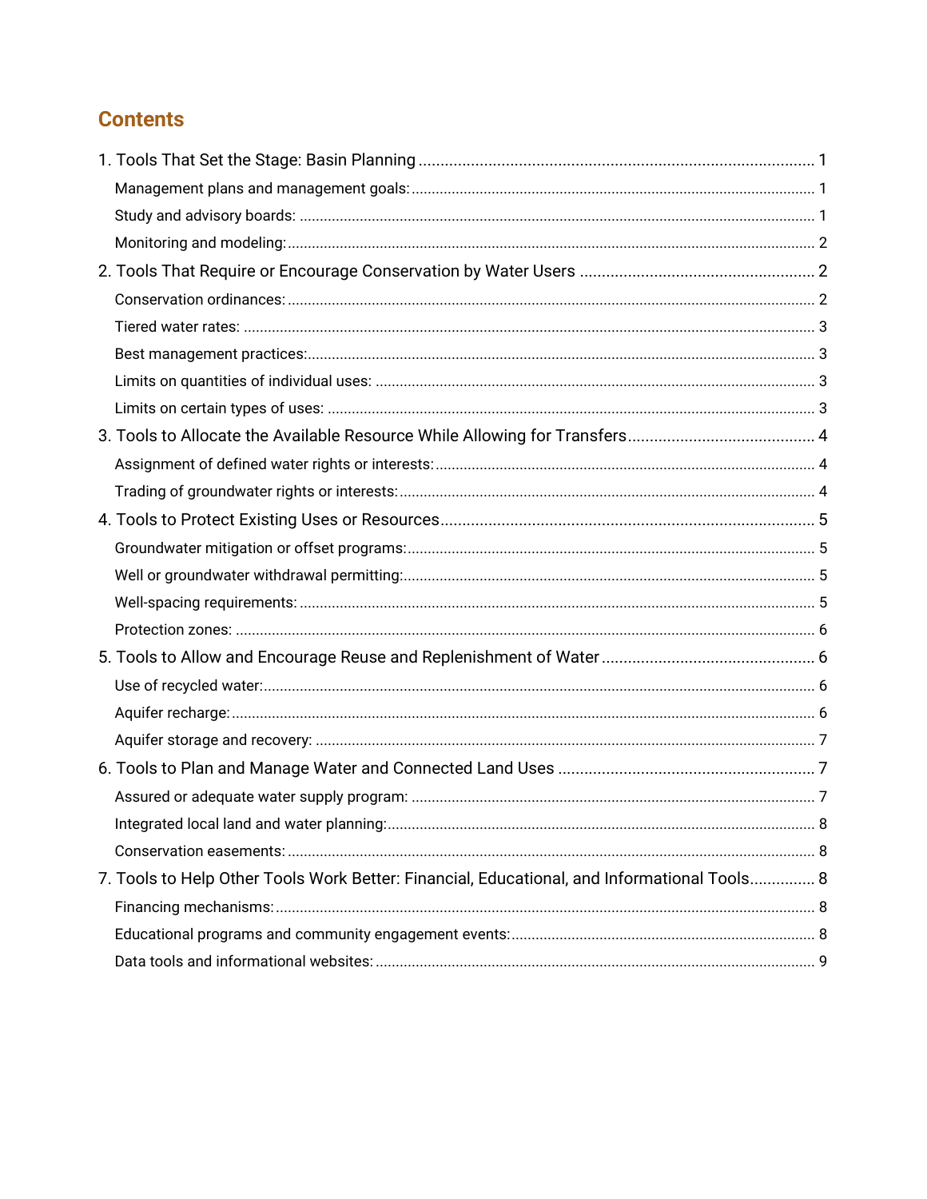## Contents

1. Tools That Set the Stage: Basin Planning .......... 1
   - Management plans and management goals: .......... 1
   - Study and advisory boards: .......... 1
   - Monitoring and modeling: .......... 2
2. Tools That Require or Encourage Conservation by Water Users .......... 2
   - Conservation ordinances: .......... 2
   - Tiered water rates: .......... 3
   - Best management practices: .......... 3
   - Limits on quantities of individual uses: .......... 3
   - Limits on certain types of uses: .......... 3
3. Tools to Allocate the Available Resource While Allowing for Transfers .......... 4
   - Assignment of defined water rights or interests: .......... 4
   - Trading of groundwater rights or interests: .......... 4
4. Tools to Protect Existing Uses or Resources .......... 5
   - Groundwater mitigation or offset programs: .......... 5
   - Well or groundwater withdrawal permitting: .......... 5
   - Well-spacing requirements: .......... 5
   - Protection zones: .......... 6
5. Tools to Allow and Encourage Reuse and Replenishment of Water .......... 6
   - Use of recycled water: .......... 6
   - Aquifer recharge: .......... 6
   - Aquifer storage and recovery: .......... 7
6. Tools to Plan and Manage Water and Connected Land Uses .......... 7
   - Assured or adequate water supply program: .......... 7
   - Integrated local land and water planning: .......... 8
   - Conservation easements: .......... 8
7. Tools to Help Other Tools Work Better: Financial, Educational, and Informational Tools .......... 8
   - Financing mechanisms: .......... 8
   - Educational programs and community engagement events: .......... 8
   - Data tools and informational websites: .......... 9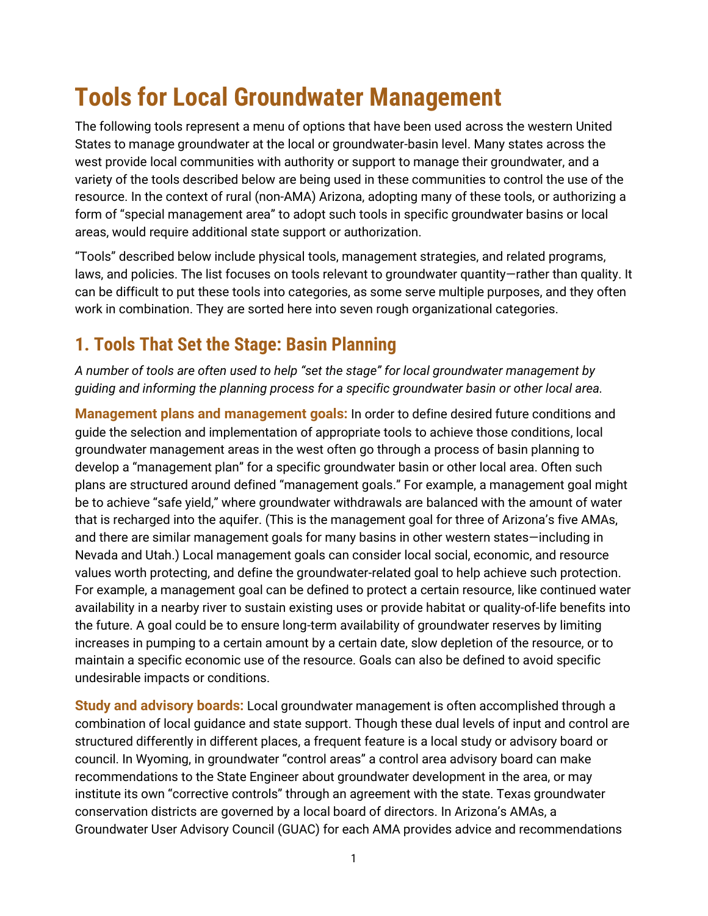# Tools for Local Groundwater Management

The following tools represent a menu of options that have been used across the western United States to manage groundwater at the local or groundwater-basin level. Many states across the west provide local communities with authority or support to manage their groundwater, and a variety of the tools described below are being used in these communities to control the use of the resource. In the context of rural (non-AMA) Arizona, adopting many of these tools, or authorizing a form of "special management area" to adopt such tools in specific groundwater basins or local areas, would require additional state support or authorization.

"Tools" described below include physical tools, management strategies, and related programs, laws, and policies. The list focuses on tools relevant to groundwater quantity—rather than quality. It can be difficult to put these tools into categories, as some serve multiple purposes, and they often work in combination. They are sorted here into seven rough organizational categories.

## 1. Tools That Set the Stage: Basin Planning

*A number of tools are often used to help "set the stage" for local groundwater management by guiding and informing the planning process for a specific groundwater basin or other local area.*

**Management plans and management goals:** In order to define desired future conditions and guide the selection and implementation of appropriate tools to achieve those conditions, local groundwater management areas in the west often go through a process of basin planning to develop a "management plan" for a specific groundwater basin or other local area. Often such plans are structured around defined "management goals." For example, a management goal might be to achieve "safe yield," where groundwater withdrawals are balanced with the amount of water that is recharged into the aquifer. (This is the management goal for three of Arizona's five AMAs, and there are similar management goals for many basins in other western states—including in Nevada and Utah.) Local management goals can consider local social, economic, and resource values worth protecting, and define the groundwater-related goal to help achieve such protection. For example, a management goal can be defined to protect a certain resource, like continued water availability in a nearby river to sustain existing uses or provide habitat or quality-of-life benefits into the future. A goal could be to ensure long-term availability of groundwater reserves by limiting increases in pumping to a certain amount by a certain date, slow depletion of the resource, or to maintain a specific economic use of the resource. Goals can also be defined to avoid specific undesirable impacts or conditions.

**Study and advisory boards:** Local groundwater management is often accomplished through a combination of local guidance and state support. Though these dual levels of input and control are structured differently in different places, a frequent feature is a local study or advisory board or council. In Wyoming, in groundwater "control areas" a control area advisory board can make recommendations to the State Engineer about groundwater development in the area, or may institute its own "corrective controls" through an agreement with the state. Texas groundwater conservation districts are governed by a local board of directors. In Arizona's AMAs, a Groundwater User Advisory Council (GUAC) for each AMA provides advice and recommendations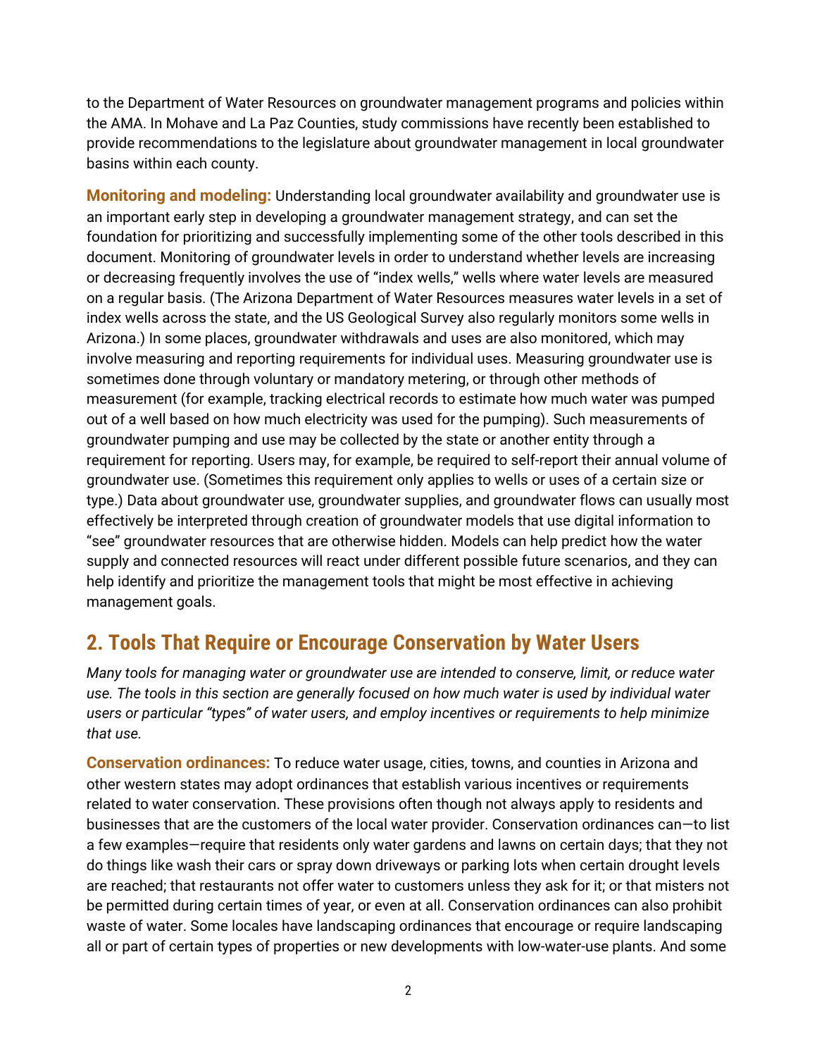to the Department of Water Resources on groundwater management programs and policies within the AMA. In Mohave and La Paz Counties, study commissions have recently been established to provide recommendations to the legislature about groundwater management in local groundwater basins within each county.

**Monitoring and modeling:** Understanding local groundwater availability and groundwater use is an important early step in developing a groundwater management strategy, and can set the foundation for prioritizing and successfully implementing some of the other tools described in this document. Monitoring of groundwater levels in order to understand whether levels are increasing or decreasing frequently involves the use of "index wells," wells where water levels are measured on a regular basis. (The Arizona Department of Water Resources measures water levels in a set of index wells across the state, and the US Geological Survey also regularly monitors some wells in Arizona.) In some places, groundwater withdrawals and uses are also monitored, which may involve measuring and reporting requirements for individual uses. Measuring groundwater use is sometimes done through voluntary or mandatory metering, or through other methods of measurement (for example, tracking electrical records to estimate how much water was pumped out of a well based on how much electricity was used for the pumping). Such measurements of groundwater pumping and use may be collected by the state or another entity through a requirement for reporting. Users may, for example, be required to self-report their annual volume of groundwater use. (Sometimes this requirement only applies to wells or uses of a certain size or type.) Data about groundwater use, groundwater supplies, and groundwater flows can usually most effectively be interpreted through creation of groundwater models that use digital information to "see" groundwater resources that are otherwise hidden. Models can help predict how the water supply and connected resources will react under different possible future scenarios, and they can help identify and prioritize the management tools that might be most effective in achieving management goals.

## 2. Tools That Require or Encourage Conservation by Water Users

*Many tools for managing water or groundwater use are intended to conserve, limit, or reduce water use. The tools in this section are generally focused on how much water is used by individual water users or particular "types" of water users, and employ incentives or requirements to help minimize that use.*

**Conservation ordinances:** To reduce water usage, cities, towns, and counties in Arizona and other western states may adopt ordinances that establish various incentives or requirements related to water conservation. These provisions often though not always apply to residents and businesses that are the customers of the local water provider. Conservation ordinances can—to list a few examples—require that residents only water gardens and lawns on certain days; that they not do things like wash their cars or spray down driveways or parking lots when certain drought levels are reached; that restaurants not offer water to customers unless they ask for it; or that misters not be permitted during certain times of year, or even at all. Conservation ordinances can also prohibit waste of water. Some locales have landscaping ordinances that encourage or require landscaping all or part of certain types of properties or new developments with low-water-use plants. And some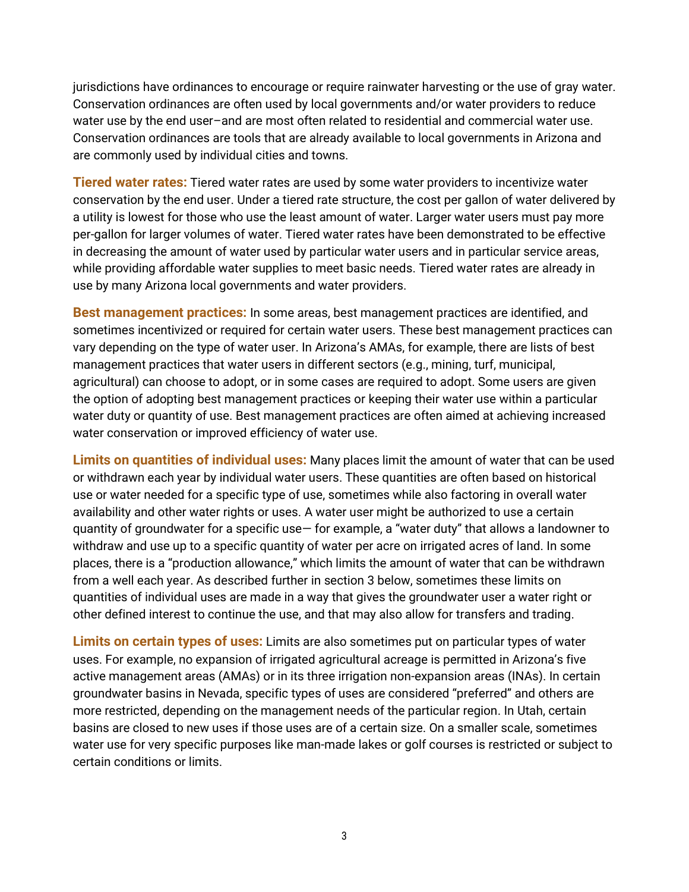jurisdictions have ordinances to encourage or require rainwater harvesting or the use of gray water. Conservation ordinances are often used by local governments and/or water providers to reduce water use by the end user–and are most often related to residential and commercial water use. Conservation ordinances are tools that are already available to local governments in Arizona and are commonly used by individual cities and towns.

**Tiered water rates:** Tiered water rates are used by some water providers to incentivize water conservation by the end user. Under a tiered rate structure, the cost per gallon of water delivered by a utility is lowest for those who use the least amount of water. Larger water users must pay more per-gallon for larger volumes of water. Tiered water rates have been demonstrated to be effective in decreasing the amount of water used by particular water users and in particular service areas, while providing affordable water supplies to meet basic needs. Tiered water rates are already in use by many Arizona local governments and water providers.

**Best management practices:** In some areas, best management practices are identified, and sometimes incentivized or required for certain water users. These best management practices can vary depending on the type of water user. In Arizona's AMAs, for example, there are lists of best management practices that water users in different sectors (e.g., mining, turf, municipal, agricultural) can choose to adopt, or in some cases are required to adopt. Some users are given the option of adopting best management practices or keeping their water use within a particular water duty or quantity of use. Best management practices are often aimed at achieving increased water conservation or improved efficiency of water use.

**Limits on quantities of individual uses:** Many places limit the amount of water that can be used or withdrawn each year by individual water users. These quantities are often based on historical use or water needed for a specific type of use, sometimes while also factoring in overall water availability and other water rights or uses. A water user might be authorized to use a certain quantity of groundwater for a specific use— for example, a "water duty" that allows a landowner to withdraw and use up to a specific quantity of water per acre on irrigated acres of land. In some places, there is a "production allowance," which limits the amount of water that can be withdrawn from a well each year. As described further in section 3 below, sometimes these limits on quantities of individual uses are made in a way that gives the groundwater user a water right or other defined interest to continue the use, and that may also allow for transfers and trading.

**Limits on certain types of uses:** Limits are also sometimes put on particular types of water uses. For example, no expansion of irrigated agricultural acreage is permitted in Arizona's five active management areas (AMAs) or in its three irrigation non-expansion areas (INAs). In certain groundwater basins in Nevada, specific types of uses are considered "preferred" and others are more restricted, depending on the management needs of the particular region. In Utah, certain basins are closed to new uses if those uses are of a certain size. On a smaller scale, sometimes water use for very specific purposes like man-made lakes or golf courses is restricted or subject to certain conditions or limits.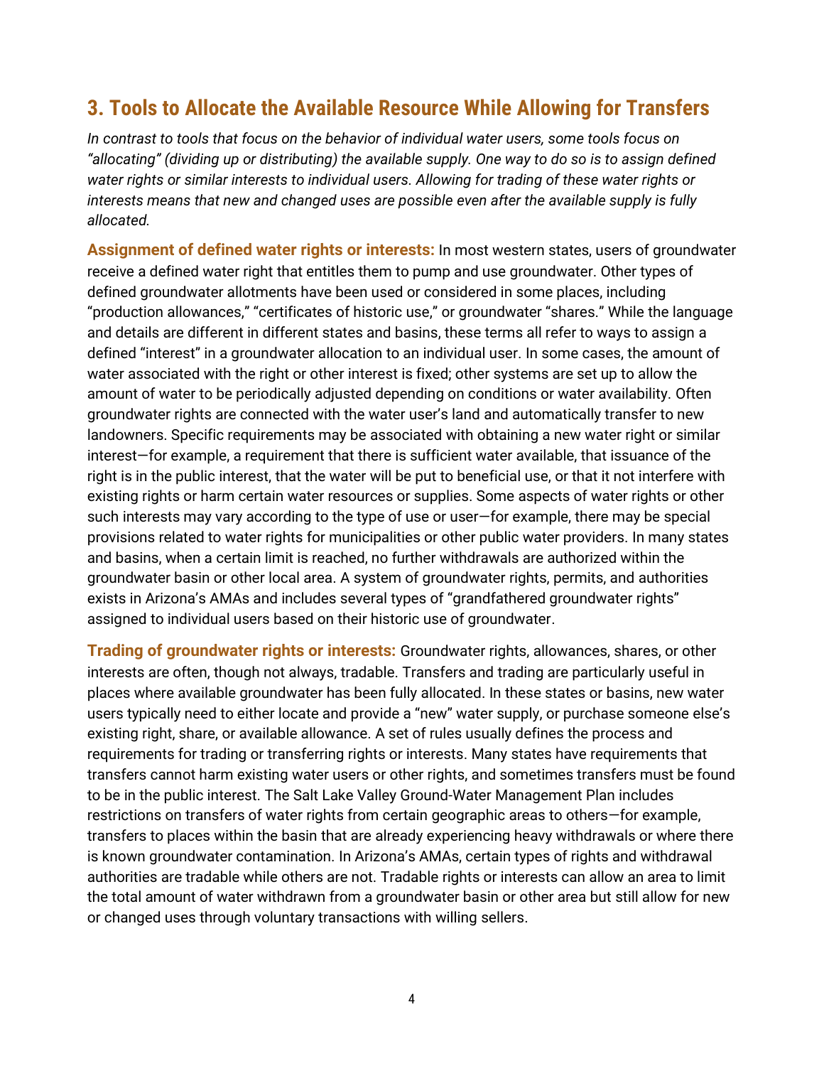## 3. Tools to Allocate the Available Resource While Allowing for Transfers

*In contrast to tools that focus on the behavior of individual water users, some tools focus on "allocating" (dividing up or distributing) the available supply. One way to do so is to assign defined water rights or similar interests to individual users. Allowing for trading of these water rights or interests means that new and changed uses are possible even after the available supply is fully allocated.*

**Assignment of defined water rights or interests:** In most western states, users of groundwater receive a defined water right that entitles them to pump and use groundwater. Other types of defined groundwater allotments have been used or considered in some places, including "production allowances," "certificates of historic use," or groundwater "shares." While the language and details are different in different states and basins, these terms all refer to ways to assign a defined "interest" in a groundwater allocation to an individual user. In some cases, the amount of water associated with the right or other interest is fixed; other systems are set up to allow the amount of water to be periodically adjusted depending on conditions or water availability. Often groundwater rights are connected with the water user's land and automatically transfer to new landowners. Specific requirements may be associated with obtaining a new water right or similar interest—for example, a requirement that there is sufficient water available, that issuance of the right is in the public interest, that the water will be put to beneficial use, or that it not interfere with existing rights or harm certain water resources or supplies. Some aspects of water rights or other such interests may vary according to the type of use or user—for example, there may be special provisions related to water rights for municipalities or other public water providers. In many states and basins, when a certain limit is reached, no further withdrawals are authorized within the groundwater basin or other local area. A system of groundwater rights, permits, and authorities exists in Arizona's AMAs and includes several types of "grandfathered groundwater rights" assigned to individual users based on their historic use of groundwater.

**Trading of groundwater rights or interests:** Groundwater rights, allowances, shares, or other interests are often, though not always, tradable. Transfers and trading are particularly useful in places where available groundwater has been fully allocated. In these states or basins, new water users typically need to either locate and provide a "new" water supply, or purchase someone else's existing right, share, or available allowance. A set of rules usually defines the process and requirements for trading or transferring rights or interests. Many states have requirements that transfers cannot harm existing water users or other rights, and sometimes transfers must be found to be in the public interest. The Salt Lake Valley Ground-Water Management Plan includes restrictions on transfers of water rights from certain geographic areas to others—for example, transfers to places within the basin that are already experiencing heavy withdrawals or where there is known groundwater contamination. In Arizona's AMAs, certain types of rights and withdrawal authorities are tradable while others are not. Tradable rights or interests can allow an area to limit the total amount of water withdrawn from a groundwater basin or other area but still allow for new or changed uses through voluntary transactions with willing sellers.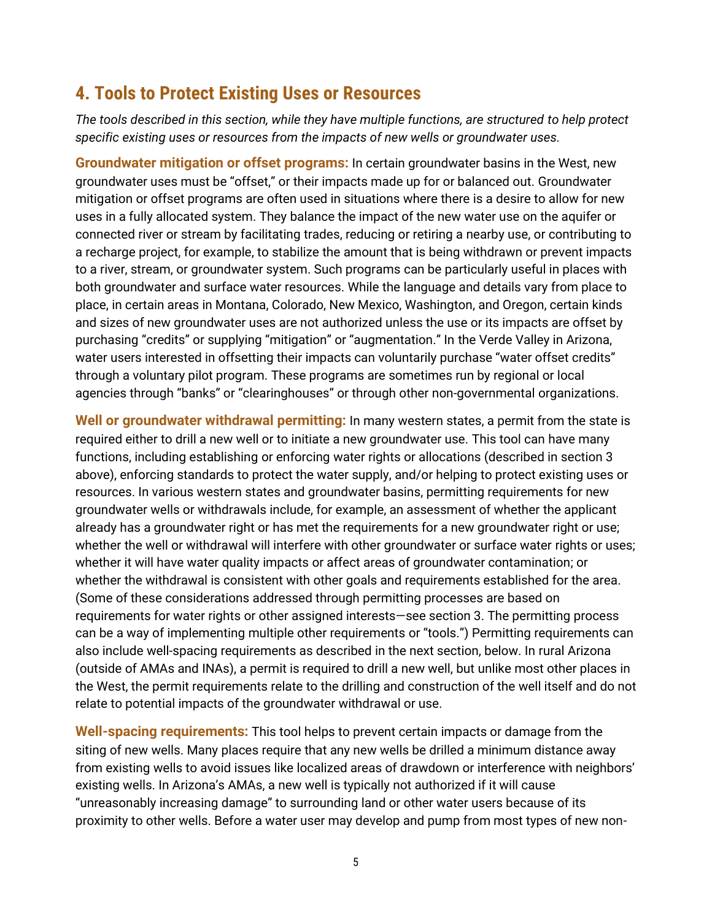## 4. Tools to Protect Existing Uses or Resources

*The tools described in this section, while they have multiple functions, are structured to help protect specific existing uses or resources from the impacts of new wells or groundwater uses.*

**Groundwater mitigation or offset programs:** In certain groundwater basins in the West, new groundwater uses must be "offset," or their impacts made up for or balanced out. Groundwater mitigation or offset programs are often used in situations where there is a desire to allow for new uses in a fully allocated system. They balance the impact of the new water use on the aquifer or connected river or stream by facilitating trades, reducing or retiring a nearby use, or contributing to a recharge project, for example, to stabilize the amount that is being withdrawn or prevent impacts to a river, stream, or groundwater system. Such programs can be particularly useful in places with both groundwater and surface water resources. While the language and details vary from place to place, in certain areas in Montana, Colorado, New Mexico, Washington, and Oregon, certain kinds and sizes of new groundwater uses are not authorized unless the use or its impacts are offset by purchasing "credits" or supplying "mitigation" or "augmentation." In the Verde Valley in Arizona, water users interested in offsetting their impacts can voluntarily purchase "water offset credits" through a voluntary pilot program. These programs are sometimes run by regional or local agencies through "banks" or "clearinghouses" or through other non-governmental organizations.

**Well or groundwater withdrawal permitting:** In many western states, a permit from the state is required either to drill a new well or to initiate a new groundwater use. This tool can have many functions, including establishing or enforcing water rights or allocations (described in section 3 above), enforcing standards to protect the water supply, and/or helping to protect existing uses or resources. In various western states and groundwater basins, permitting requirements for new groundwater wells or withdrawals include, for example, an assessment of whether the applicant already has a groundwater right or has met the requirements for a new groundwater right or use; whether the well or withdrawal will interfere with other groundwater or surface water rights or uses; whether it will have water quality impacts or affect areas of groundwater contamination; or whether the withdrawal is consistent with other goals and requirements established for the area. (Some of these considerations addressed through permitting processes are based on requirements for water rights or other assigned interests—see section 3. The permitting process can be a way of implementing multiple other requirements or "tools.") Permitting requirements can also include well-spacing requirements as described in the next section, below. In rural Arizona (outside of AMAs and INAs), a permit is required to drill a new well, but unlike most other places in the West, the permit requirements relate to the drilling and construction of the well itself and do not relate to potential impacts of the groundwater withdrawal or use.

**Well-spacing requirements:** This tool helps to prevent certain impacts or damage from the siting of new wells. Many places require that any new wells be drilled a minimum distance away from existing wells to avoid issues like localized areas of drawdown or interference with neighbors' existing wells. In Arizona's AMAs, a new well is typically not authorized if it will cause "unreasonably increasing damage" to surrounding land or other water users because of its proximity to other wells. Before a water user may develop and pump from most types of new non-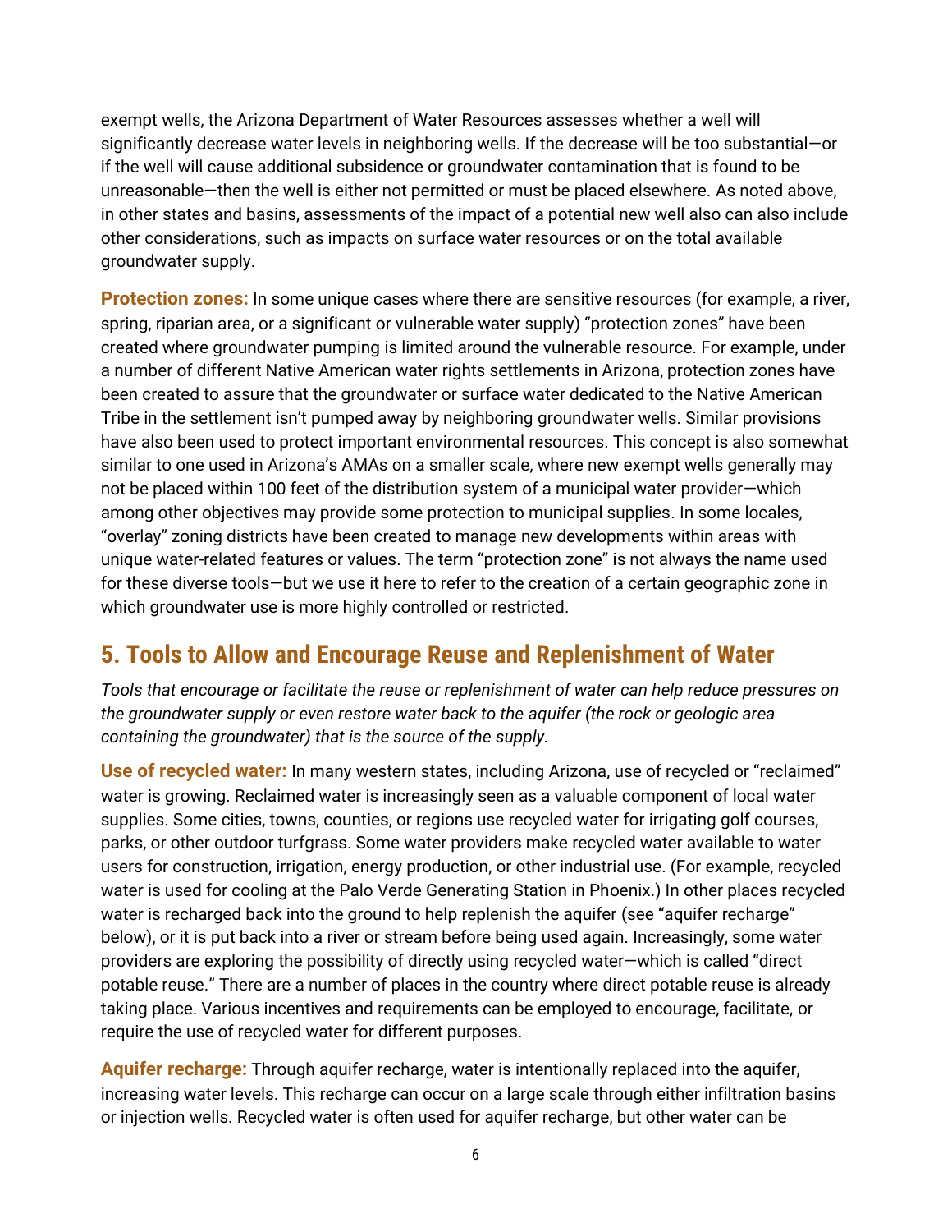exempt wells, the Arizona Department of Water Resources assesses whether a well will significantly decrease water levels in neighboring wells. If the decrease will be too substantial—or if the well will cause additional subsidence or groundwater contamination that is found to be unreasonable—then the well is either not permitted or must be placed elsewhere. As noted above, in other states and basins, assessments of the impact of a potential new well also can also include other considerations, such as impacts on surface water resources or on the total available groundwater supply.

**Protection zones:** In some unique cases where there are sensitive resources (for example, a river, spring, riparian area, or a significant or vulnerable water supply) "protection zones" have been created where groundwater pumping is limited around the vulnerable resource. For example, under a number of different Native American water rights settlements in Arizona, protection zones have been created to assure that the groundwater or surface water dedicated to the Native American Tribe in the settlement isn't pumped away by neighboring groundwater wells. Similar provisions have also been used to protect important environmental resources. This concept is also somewhat similar to one used in Arizona's AMAs on a smaller scale, where new exempt wells generally may not be placed within 100 feet of the distribution system of a municipal water provider—which among other objectives may provide some protection to municipal supplies. In some locales, "overlay" zoning districts have been created to manage new developments within areas with unique water-related features or values. The term "protection zone" is not always the name used for these diverse tools—but we use it here to refer to the creation of a certain geographic zone in which groundwater use is more highly controlled or restricted.

## 5. Tools to Allow and Encourage Reuse and Replenishment of Water

*Tools that encourage or facilitate the reuse or replenishment of water can help reduce pressures on the groundwater supply or even restore water back to the aquifer (the rock or geologic area containing the groundwater) that is the source of the supply.*

**Use of recycled water:** In many western states, including Arizona, use of recycled or "reclaimed" water is growing. Reclaimed water is increasingly seen as a valuable component of local water supplies. Some cities, towns, counties, or regions use recycled water for irrigating golf courses, parks, or other outdoor turfgrass. Some water providers make recycled water available to water users for construction, irrigation, energy production, or other industrial use. (For example, recycled water is used for cooling at the Palo Verde Generating Station in Phoenix.) In other places recycled water is recharged back into the ground to help replenish the aquifer (see "aquifer recharge" below), or it is put back into a river or stream before being used again. Increasingly, some water providers are exploring the possibility of directly using recycled water—which is called "direct potable reuse." There are a number of places in the country where direct potable reuse is already taking place. Various incentives and requirements can be employed to encourage, facilitate, or require the use of recycled water for different purposes.

**Aquifer recharge:** Through aquifer recharge, water is intentionally replaced into the aquifer, increasing water levels. This recharge can occur on a large scale through either infiltration basins or injection wells. Recycled water is often used for aquifer recharge, but other water can be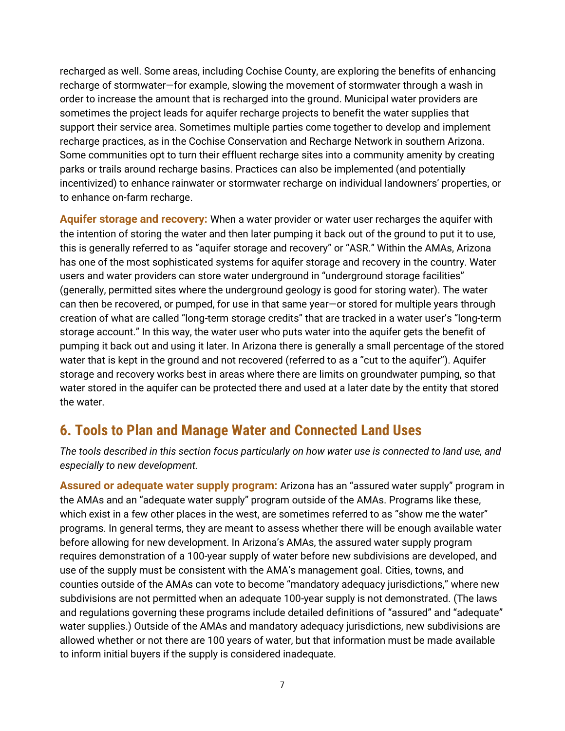recharged as well. Some areas, including Cochise County, are exploring the benefits of enhancing recharge of stormwater—for example, slowing the movement of stormwater through a wash in order to increase the amount that is recharged into the ground. Municipal water providers are sometimes the project leads for aquifer recharge projects to benefit the water supplies that support their service area. Sometimes multiple parties come together to develop and implement recharge practices, as in the Cochise Conservation and Recharge Network in southern Arizona. Some communities opt to turn their effluent recharge sites into a community amenity by creating parks or trails around recharge basins. Practices can also be implemented (and potentially incentivized) to enhance rainwater or stormwater recharge on individual landowners' properties, or to enhance on-farm recharge.

**Aquifer storage and recovery:** When a water provider or water user recharges the aquifer with the intention of storing the water and then later pumping it back out of the ground to put it to use, this is generally referred to as "aquifer storage and recovery" or "ASR." Within the AMAs, Arizona has one of the most sophisticated systems for aquifer storage and recovery in the country. Water users and water providers can store water underground in "underground storage facilities" (generally, permitted sites where the underground geology is good for storing water). The water can then be recovered, or pumped, for use in that same year—or stored for multiple years through creation of what are called "long-term storage credits" that are tracked in a water user's "long-term storage account." In this way, the water user who puts water into the aquifer gets the benefit of pumping it back out and using it later. In Arizona there is generally a small percentage of the stored water that is kept in the ground and not recovered (referred to as a "cut to the aquifer"). Aquifer storage and recovery works best in areas where there are limits on groundwater pumping, so that water stored in the aquifer can be protected there and used at a later date by the entity that stored the water.

## 6. Tools to Plan and Manage Water and Connected Land Uses

*The tools described in this section focus particularly on how water use is connected to land use, and especially to new development.*

**Assured or adequate water supply program:** Arizona has an "assured water supply" program in the AMAs and an "adequate water supply" program outside of the AMAs. Programs like these, which exist in a few other places in the west, are sometimes referred to as "show me the water" programs. In general terms, they are meant to assess whether there will be enough available water before allowing for new development. In Arizona's AMAs, the assured water supply program requires demonstration of a 100-year supply of water before new subdivisions are developed, and use of the supply must be consistent with the AMA's management goal. Cities, towns, and counties outside of the AMAs can vote to become "mandatory adequacy jurisdictions," where new subdivisions are not permitted when an adequate 100-year supply is not demonstrated. (The laws and regulations governing these programs include detailed definitions of "assured" and "adequate" water supplies.) Outside of the AMAs and mandatory adequacy jurisdictions, new subdivisions are allowed whether or not there are 100 years of water, but that information must be made available to inform initial buyers if the supply is considered inadequate.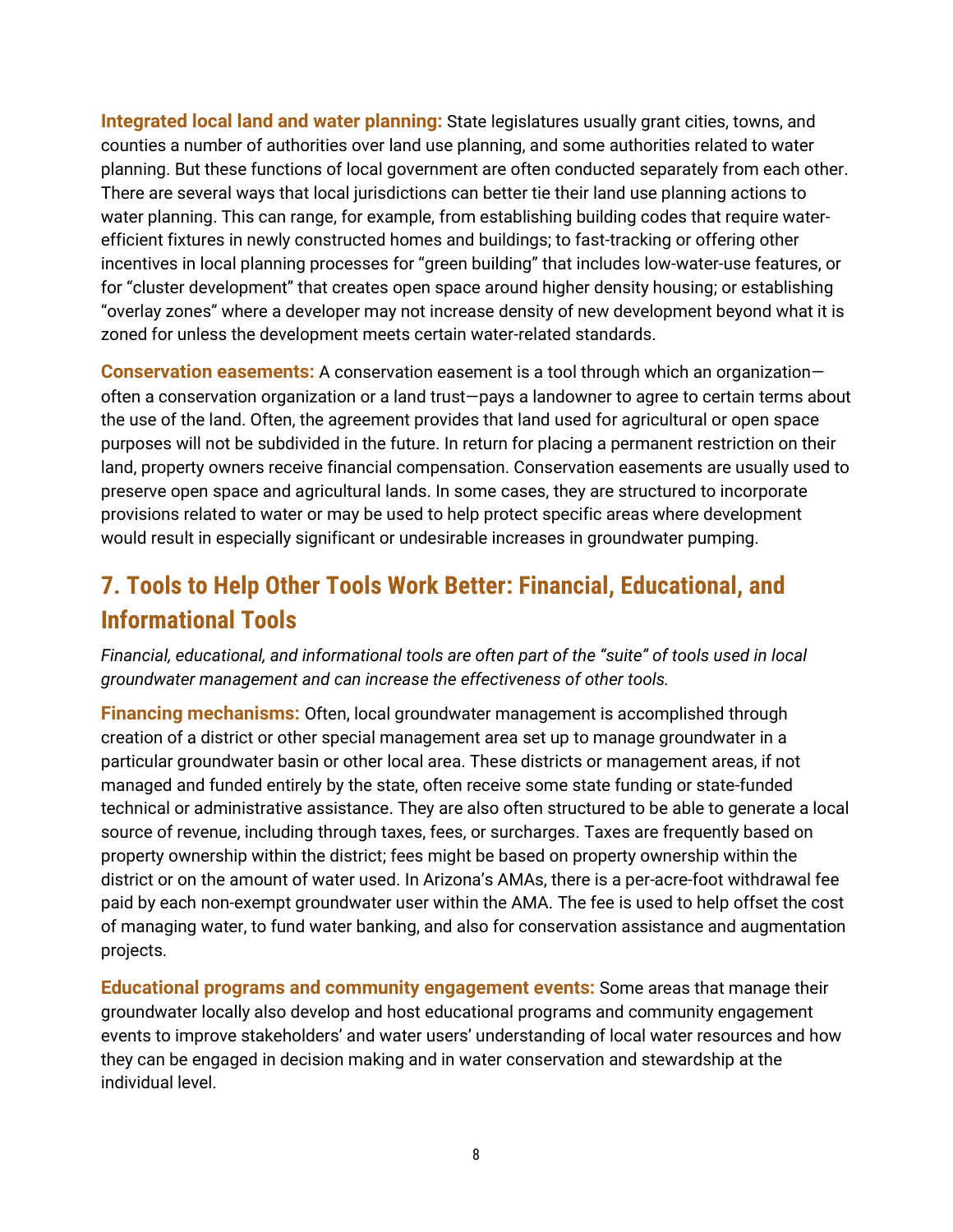**Integrated local land and water planning:** State legislatures usually grant cities, towns, and counties a number of authorities over land use planning, and some authorities related to water planning. But these functions of local government are often conducted separately from each other. There are several ways that local jurisdictions can better tie their land use planning actions to water planning. This can range, for example, from establishing building codes that require water-efficient fixtures in newly constructed homes and buildings; to fast-tracking or offering other incentives in local planning processes for "green building" that includes low-water-use features, or for "cluster development" that creates open space around higher density housing; or establishing "overlay zones" where a developer may not increase density of new development beyond what it is zoned for unless the development meets certain water-related standards.

**Conservation easements:** A conservation easement is a tool through which an organization—often a conservation organization or a land trust—pays a landowner to agree to certain terms about the use of the land. Often, the agreement provides that land used for agricultural or open space purposes will not be subdivided in the future. In return for placing a permanent restriction on their land, property owners receive financial compensation. Conservation easements are usually used to preserve open space and agricultural lands. In some cases, they are structured to incorporate provisions related to water or may be used to help protect specific areas where development would result in especially significant or undesirable increases in groundwater pumping.

## 7. Tools to Help Other Tools Work Better: Financial, Educational, and Informational Tools

*Financial, educational, and informational tools are often part of the "suite" of tools used in local groundwater management and can increase the effectiveness of other tools.*

**Financing mechanisms:** Often, local groundwater management is accomplished through creation of a district or other special management area set up to manage groundwater in a particular groundwater basin or other local area. These districts or management areas, if not managed and funded entirely by the state, often receive some state funding or state-funded technical or administrative assistance. They are also often structured to be able to generate a local source of revenue, including through taxes, fees, or surcharges. Taxes are frequently based on property ownership within the district; fees might be based on property ownership within the district or on the amount of water used. In Arizona's AMAs, there is a per-acre-foot withdrawal fee paid by each non-exempt groundwater user within the AMA. The fee is used to help offset the cost of managing water, to fund water banking, and also for conservation assistance and augmentation projects.

**Educational programs and community engagement events:** Some areas that manage their groundwater locally also develop and host educational programs and community engagement events to improve stakeholders' and water users' understanding of local water resources and how they can be engaged in decision making and in water conservation and stewardship at the individual level.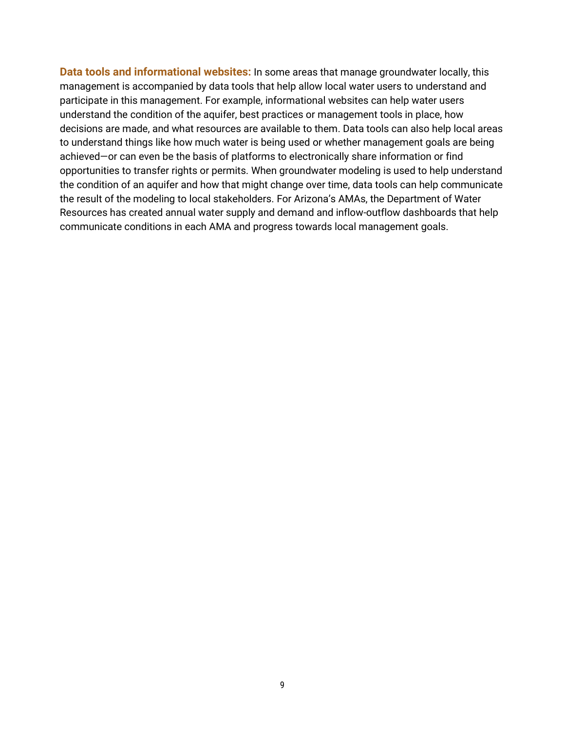**Data tools and informational websites:** In some areas that manage groundwater locally, this management is accompanied by data tools that help allow local water users to understand and participate in this management. For example, informational websites can help water users understand the condition of the aquifer, best practices or management tools in place, how decisions are made, and what resources are available to them. Data tools can also help local areas to understand things like how much water is being used or whether management goals are being achieved—or can even be the basis of platforms to electronically share information or find opportunities to transfer rights or permits. When groundwater modeling is used to help understand the condition of an aquifer and how that might change over time, data tools can help communicate the result of the modeling to local stakeholders. For Arizona's AMAs, the Department of Water Resources has created annual water supply and demand and inflow-outflow dashboards that help communicate conditions in each AMA and progress towards local management goals.